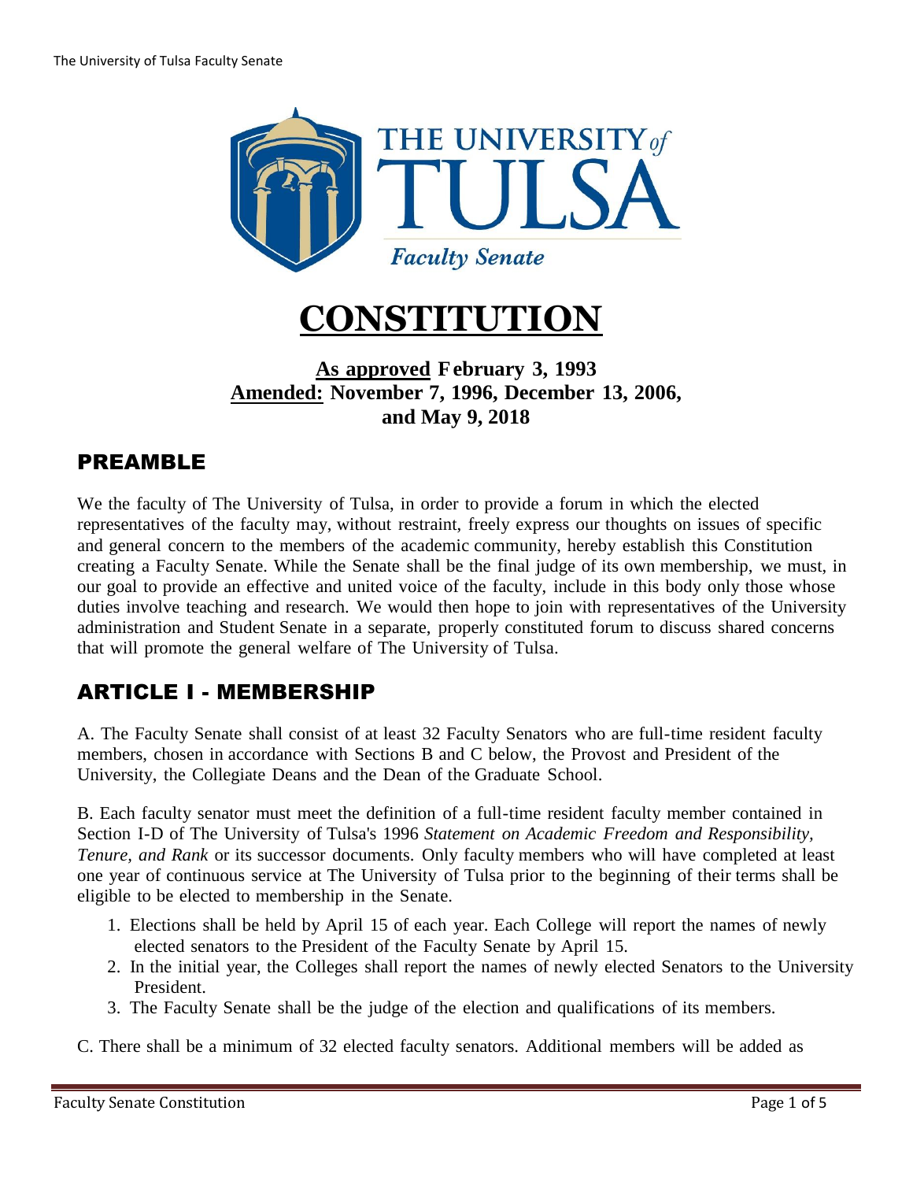# CONSTITUTION

**As approved February 3, 1993**
**Amended: November 7, 1996, December 13, 2006, and May 9, 2018**

## PREAMBLE

We the faculty of The University of Tulsa, in order to provide a forum in which the elected representatives of the faculty may, without restraint, freely express our thoughts on issues of specific and general concern to the members of the academic community, hereby establish this Constitution creating a Faculty Senate. While the Senate shall be the final judge of its own membership, we must, in our goal to provide an effective and united voice of the faculty, include in this body only those whose duties involve teaching and research. We would then hope to join with representatives of the University administration and Student Senate in a separate, properly constituted forum to discuss shared concerns that will promote the general welfare of The University of Tulsa.

## ARTICLE I - MEMBERSHIP

A. The Faculty Senate shall consist of at least 32 Faculty Senators who are full-time resident faculty members, chosen in accordance with Sections B and C below, the Provost and President of the University, the Collegiate Deans and the Dean of the Graduate School.

B. Each faculty senator must meet the definition of a full-time resident faculty member contained in Section I-D of The University of Tulsa's 1996 *Statement on Academic Freedom and Responsibility, Tenure, and Rank* or its successor documents. Only faculty members who will have completed at least one year of continuous service at The University of Tulsa prior to the beginning of their terms shall be eligible to be elected to membership in the Senate.

1. Elections shall be held by April 15 of each year. Each College will report the names of newly elected senators to the President of the Faculty Senate by April 15.
2. In the initial year, the Colleges shall report the names of newly elected Senators to the University President.
3. The Faculty Senate shall be the judge of the election and qualifications of its members.

C. There shall be a minimum of 32 elected faculty senators. Additional members will be added as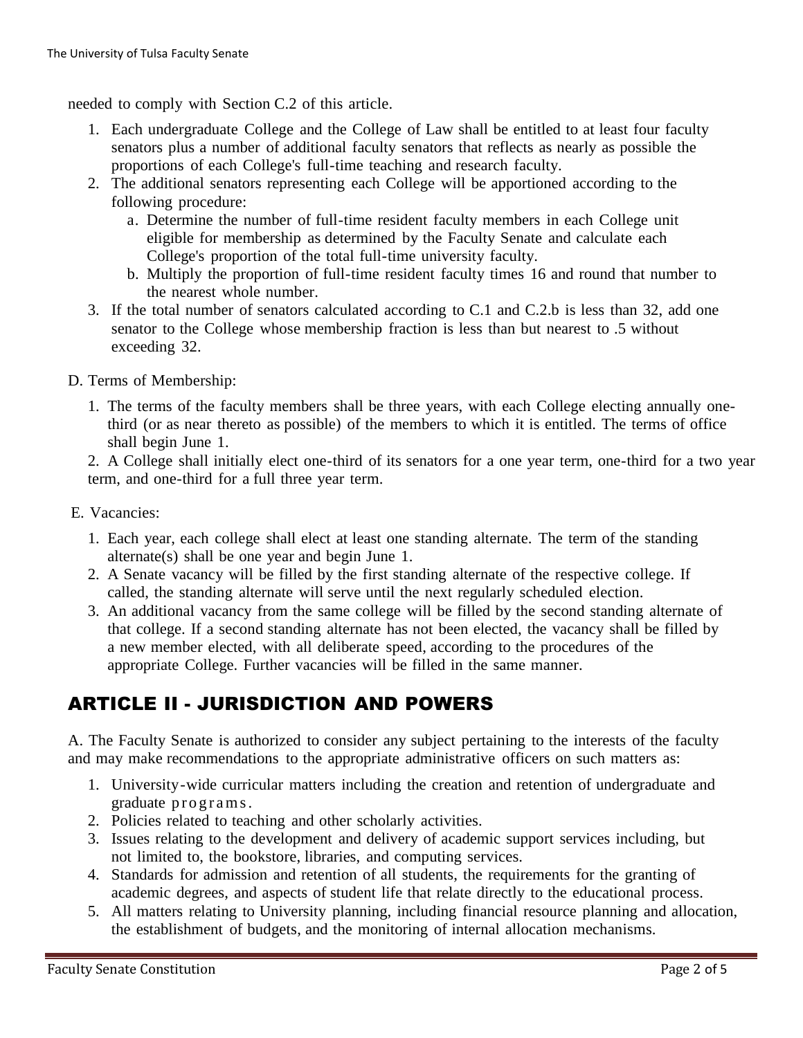needed to comply with Section C.2 of this article.

1. Each undergraduate College and the College of Law shall be entitled to at least four faculty senators plus a number of additional faculty senators that reflects as nearly as possible the proportions of each College's full-time teaching and research faculty.
2. The additional senators representing each College will be apportioned according to the following procedure:
   a. Determine the number of full-time resident faculty members in each College unit eligible for membership as determined by the Faculty Senate and calculate each College's proportion of the total full-time university faculty.
   b. Multiply the proportion of full-time resident faculty times 16 and round that number to the nearest whole number.
3. If the total number of senators calculated according to C.1 and C.2.b is less than 32, add one senator to the College whose membership fraction is less than but nearest to .5 without exceeding 32.

D. Terms of Membership:

1. The terms of the faculty members shall be three years, with each College electing annually one-third (or as near thereto as possible) of the members to which it is entitled. The terms of office shall begin June 1.
2. A College shall initially elect one-third of its senators for a one year term, one-third for a two year term, and one-third for a full three year term.

E. Vacancies:

1. Each year, each college shall elect at least one standing alternate. The term of the standing alternate(s) shall be one year and begin June 1.
2. A Senate vacancy will be filled by the first standing alternate of the respective college. If called, the standing alternate will serve until the next regularly scheduled election.
3. An additional vacancy from the same college will be filled by the second standing alternate of that college. If a second standing alternate has not been elected, the vacancy shall be filled by a new member elected, with all deliberate speed, according to the procedures of the appropriate College. Further vacancies will be filled in the same manner.

## ARTICLE II - JURISDICTION AND POWERS

A. The Faculty Senate is authorized to consider any subject pertaining to the interests of the faculty and may make recommendations to the appropriate administrative officers on such matters as:

1. University-wide curricular matters including the creation and retention of undergraduate and graduate programs.
2. Policies related to teaching and other scholarly activities.
3. Issues relating to the development and delivery of academic support services including, but not limited to, the bookstore, libraries, and computing services.
4. Standards for admission and retention of all students, the requirements for the granting of academic degrees, and aspects of student life that relate directly to the educational process.
5. All matters relating to University planning, including financial resource planning and allocation, the establishment of budgets, and the monitoring of internal allocation mechanisms.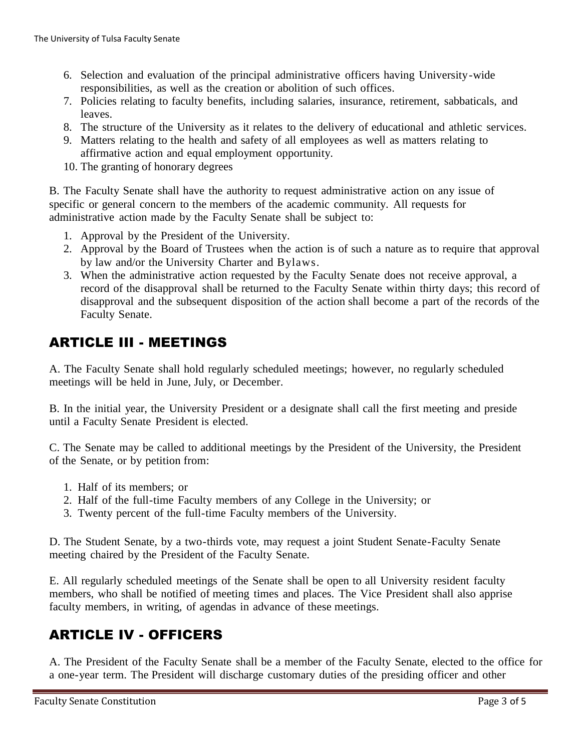6. Selection and evaluation of the principal administrative officers having University-wide responsibilities, as well as the creation or abolition of such offices.
7. Policies relating to faculty benefits, including salaries, insurance, retirement, sabbaticals, and leaves.
8. The structure of the University as it relates to the delivery of educational and athletic services.
9. Matters relating to the health and safety of all employees as well as matters relating to affirmative action and equal employment opportunity.
10. The granting of honorary degrees

B. The Faculty Senate shall have the authority to request administrative action on any issue of specific or general concern to the members of the academic community. All requests for administrative action made by the Faculty Senate shall be subject to:

1. Approval by the President of the University.
2. Approval by the Board of Trustees when the action is of such a nature as to require that approval by law and/or the University Charter and Bylaws.
3. When the administrative action requested by the Faculty Senate does not receive approval, a record of the disapproval shall be returned to the Faculty Senate within thirty days; this record of disapproval and the subsequent disposition of the action shall become a part of the records of the Faculty Senate.

## ARTICLE III - MEETINGS

A. The Faculty Senate shall hold regularly scheduled meetings; however, no regularly scheduled meetings will be held in June, July, or December.

B. In the initial year, the University President or a designate shall call the first meeting and preside until a Faculty Senate President is elected.

C. The Senate may be called to additional meetings by the President of the University, the President of the Senate, or by petition from:

1. Half of its members; or
2. Half of the full-time Faculty members of any College in the University; or
3. Twenty percent of the full-time Faculty members of the University.

D. The Student Senate, by a two-thirds vote, may request a joint Student Senate-Faculty Senate meeting chaired by the President of the Faculty Senate.

E. All regularly scheduled meetings of the Senate shall be open to all University resident faculty members, who shall be notified of meeting times and places. The Vice President shall also apprise faculty members, in writing, of agendas in advance of these meetings.

## ARTICLE IV - OFFICERS

A. The President of the Faculty Senate shall be a member of the Faculty Senate, elected to the office for a one-year term. The President will discharge customary duties of the presiding officer and other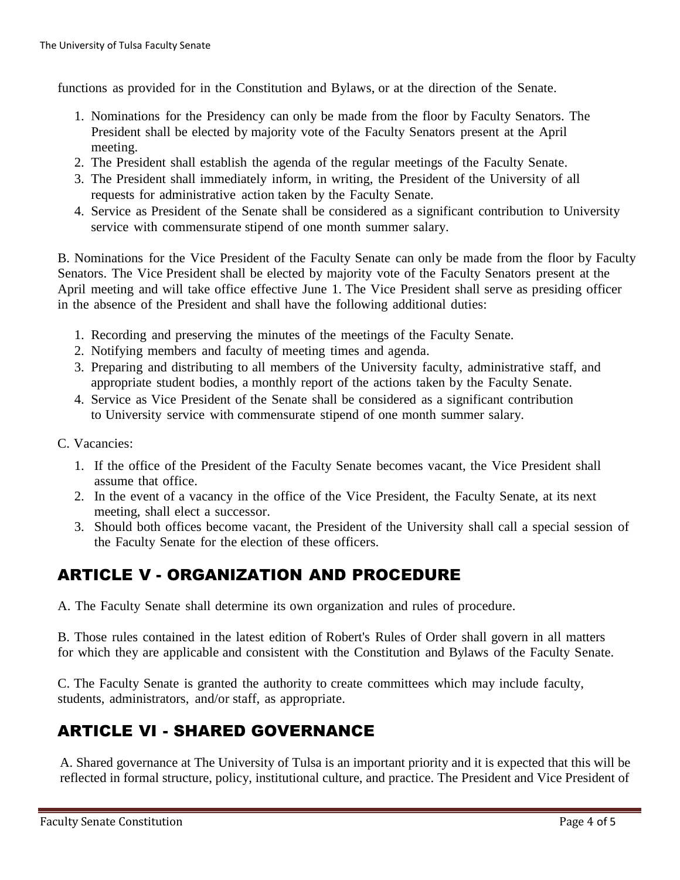functions as provided for in the Constitution and Bylaws, or at the direction of the Senate.

1. Nominations for the Presidency can only be made from the floor by Faculty Senators. The President shall be elected by majority vote of the Faculty Senators present at the April meeting.
2. The President shall establish the agenda of the regular meetings of the Faculty Senate.
3. The President shall immediately inform, in writing, the President of the University of all requests for administrative action taken by the Faculty Senate.
4. Service as President of the Senate shall be considered as a significant contribution to University service with commensurate stipend of one month summer salary.

B. Nominations for the Vice President of the Faculty Senate can only be made from the floor by Faculty Senators. The Vice President shall be elected by majority vote of the Faculty Senators present at the April meeting and will take office effective June 1. The Vice President shall serve as presiding officer in the absence of the President and shall have the following additional duties:

1. Recording and preserving the minutes of the meetings of the Faculty Senate.
2. Notifying members and faculty of meeting times and agenda.
3. Preparing and distributing to all members of the University faculty, administrative staff, and appropriate student bodies, a monthly report of the actions taken by the Faculty Senate.
4. Service as Vice President of the Senate shall be considered as a significant contribution to University service with commensurate stipend of one month summer salary.

C. Vacancies:

1. If the office of the President of the Faculty Senate becomes vacant, the Vice President shall assume that office.
2. In the event of a vacancy in the office of the Vice President, the Faculty Senate, at its next meeting, shall elect a successor.
3. Should both offices become vacant, the President of the University shall call a special session of the Faculty Senate for the election of these officers.

## ARTICLE V - ORGANIZATION AND PROCEDURE

A. The Faculty Senate shall determine its own organization and rules of procedure.

B. Those rules contained in the latest edition of Robert's Rules of Order shall govern in all matters for which they are applicable and consistent with the Constitution and Bylaws of the Faculty Senate.

C. The Faculty Senate is granted the authority to create committees which may include faculty, students, administrators, and/or staff, as appropriate.

## ARTICLE VI - SHARED GOVERNANCE

A. Shared governance at The University of Tulsa is an important priority and it is expected that this will be reflected in formal structure, policy, institutional culture, and practice. The President and Vice President of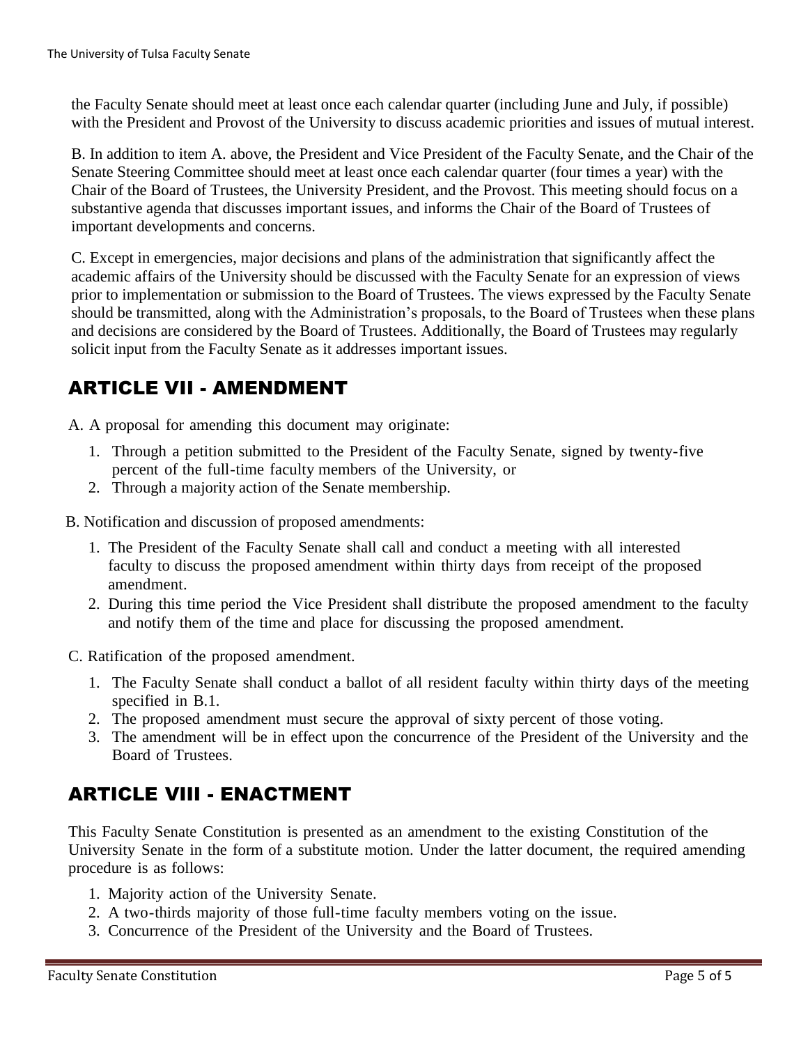the Faculty Senate should meet at least once each calendar quarter (including June and July, if possible) with the President and Provost of the University to discuss academic priorities and issues of mutual interest.

B. In addition to item A. above, the President and Vice President of the Faculty Senate, and the Chair of the Senate Steering Committee should meet at least once each calendar quarter (four times a year) with the Chair of the Board of Trustees, the University President, and the Provost. This meeting should focus on a substantive agenda that discusses important issues, and informs the Chair of the Board of Trustees of important developments and concerns.

C. Except in emergencies, major decisions and plans of the administration that significantly affect the academic affairs of the University should be discussed with the Faculty Senate for an expression of views prior to implementation or submission to the Board of Trustees. The views expressed by the Faculty Senate should be transmitted, along with the Administration's proposals, to the Board of Trustees when these plans and decisions are considered by the Board of Trustees. Additionally, the Board of Trustees may regularly solicit input from the Faculty Senate as it addresses important issues.

## ARTICLE VII - AMENDMENT

A. A proposal for amending this document may originate:

1. Through a petition submitted to the President of the Faculty Senate, signed by twenty-five percent of the full-time faculty members of the University, or
2. Through a majority action of the Senate membership.

B. Notification and discussion of proposed amendments:

1. The President of the Faculty Senate shall call and conduct a meeting with all interested faculty to discuss the proposed amendment within thirty days from receipt of the proposed amendment.
2. During this time period the Vice President shall distribute the proposed amendment to the faculty and notify them of the time and place for discussing the proposed amendment.

C. Ratification of the proposed amendment.

1. The Faculty Senate shall conduct a ballot of all resident faculty within thirty days of the meeting specified in B.1.
2. The proposed amendment must secure the approval of sixty percent of those voting.
3. The amendment will be in effect upon the concurrence of the President of the University and the Board of Trustees.

## ARTICLE VIII - ENACTMENT

This Faculty Senate Constitution is presented as an amendment to the existing Constitution of the University Senate in the form of a substitute motion. Under the latter document, the required amending procedure is as follows:

1. Majority action of the University Senate.
2. A two-thirds majority of those full-time faculty members voting on the issue.
3. Concurrence of the President of the University and the Board of Trustees.